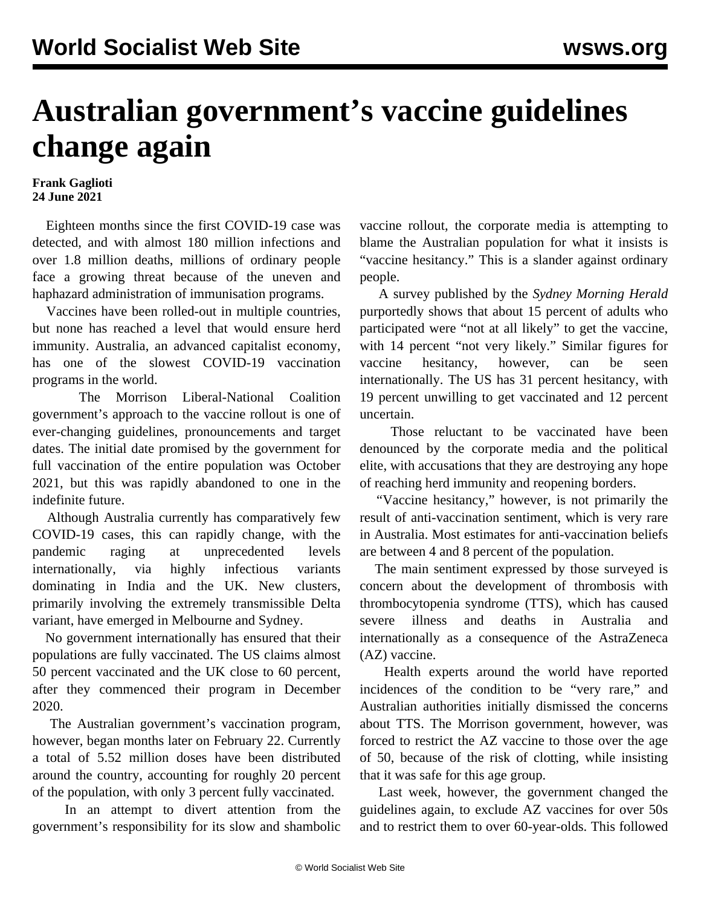# Australian government's vaccine guidelines change again

**Frank Gaglioti**
**24 June 2021**

Eighteen months since the first COVID-19 case was detected, and with almost 180 million infections and over 1.8 million deaths, millions of ordinary people face a growing threat because of the uneven and haphazard administration of immunisation programs.

Vaccines have been rolled-out in multiple countries, but none has reached a level that would ensure herd immunity. Australia, an advanced capitalist economy, has one of the slowest COVID-19 vaccination programs in the world.

The Morrison Liberal-National Coalition government's approach to the vaccine rollout is one of ever-changing guidelines, pronouncements and target dates. The initial date promised by the government for full vaccination of the entire population was October 2021, but this was rapidly abandoned to one in the indefinite future.

Although Australia currently has comparatively few COVID-19 cases, this can rapidly change, with the pandemic raging at unprecedented levels internationally, via highly infectious variants dominating in India and the UK. New clusters, primarily involving the extremely transmissible Delta variant, have emerged in Melbourne and Sydney.

No government internationally has ensured that their populations are fully vaccinated. The US claims almost 50 percent vaccinated and the UK close to 60 percent, after they commenced their program in December 2020.

The Australian government's vaccination program, however, began months later on February 22. Currently a total of 5.52 million doses have been distributed around the country, accounting for roughly 20 percent of the population, with only 3 percent fully vaccinated.

In an attempt to divert attention from the government's responsibility for its slow and shambolic vaccine rollout, the corporate media is attempting to blame the Australian population for what it insists is "vaccine hesitancy." This is a slander against ordinary people.

A survey published by the *Sydney Morning Herald* purportedly shows that about 15 percent of adults who participated were "not at all likely" to get the vaccine, with 14 percent "not very likely." Similar figures for vaccine hesitancy, however, can be seen internationally. The US has 31 percent hesitancy, with 19 percent unwilling to get vaccinated and 12 percent uncertain.

Those reluctant to be vaccinated have been denounced by the corporate media and the political elite, with accusations that they are destroying any hope of reaching herd immunity and reopening borders.

"Vaccine hesitancy," however, is not primarily the result of anti-vaccination sentiment, which is very rare in Australia. Most estimates for anti-vaccination beliefs are between 4 and 8 percent of the population.

The main sentiment expressed by those surveyed is concern about the development of thrombosis with thrombocytopenia syndrome (TTS), which has caused severe illness and deaths in Australia and internationally as a consequence of the AstraZeneca (AZ) vaccine.

Health experts around the world have reported incidences of the condition to be "very rare," and Australian authorities initially dismissed the concerns about TTS. The Morrison government, however, was forced to restrict the AZ vaccine to those over the age of 50, because of the risk of clotting, while insisting that it was safe for this age group.

Last week, however, the government changed the guidelines again, to exclude AZ vaccines for over 50s and to restrict them to over 60-year-olds. This followed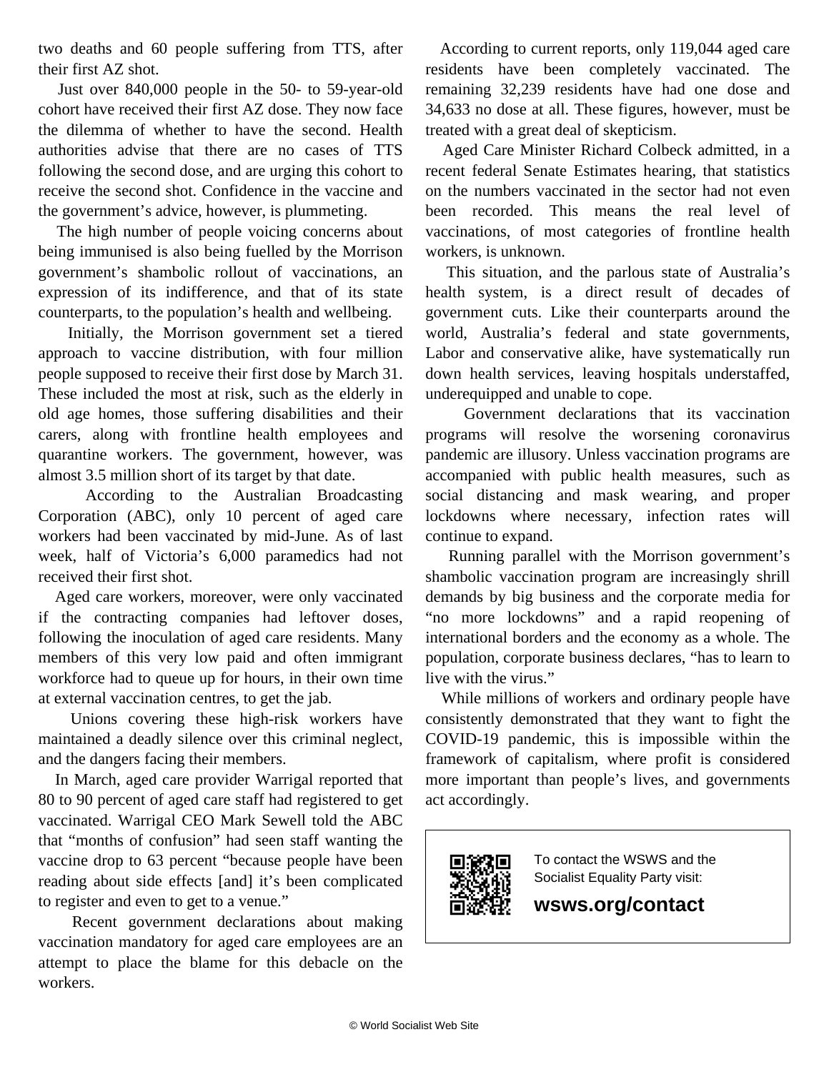two deaths and 60 people suffering from TTS, after their first AZ shot.

Just over 840,000 people in the 50- to 59-year-old cohort have received their first AZ dose. They now face the dilemma of whether to have the second. Health authorities advise that there are no cases of TTS following the second dose, and are urging this cohort to receive the second shot. Confidence in the vaccine and the government's advice, however, is plummeting.

The high number of people voicing concerns about being immunised is also being fuelled by the Morrison government's shambolic rollout of vaccinations, an expression of its indifference, and that of its state counterparts, to the population's health and wellbeing.

Initially, the Morrison government set a tiered approach to vaccine distribution, with four million people supposed to receive their first dose by March 31. These included the most at risk, such as the elderly in old age homes, those suffering disabilities and their carers, along with frontline health employees and quarantine workers. The government, however, was almost 3.5 million short of its target by that date.

According to the Australian Broadcasting Corporation (ABC), only 10 percent of aged care workers had been vaccinated by mid-June. As of last week, half of Victoria's 6,000 paramedics had not received their first shot.

Aged care workers, moreover, were only vaccinated if the contracting companies had leftover doses, following the inoculation of aged care residents. Many members of this very low paid and often immigrant workforce had to queue up for hours, in their own time at external vaccination centres, to get the jab.

Unions covering these high-risk workers have maintained a deadly silence over this criminal neglect, and the dangers facing their members.

In March, aged care provider Warrigal reported that 80 to 90 percent of aged care staff had registered to get vaccinated. Warrigal CEO Mark Sewell told the ABC that "months of confusion" had seen staff wanting the vaccine drop to 63 percent "because people have been reading about side effects [and] it's been complicated to register and even to get to a venue."

Recent government declarations about making vaccination mandatory for aged care employees are an attempt to place the blame for this debacle on the workers.

According to current reports, only 119,044 aged care residents have been completely vaccinated. The remaining 32,239 residents have had one dose and 34,633 no dose at all. These figures, however, must be treated with a great deal of skepticism.

Aged Care Minister Richard Colbeck admitted, in a recent federal Senate Estimates hearing, that statistics on the numbers vaccinated in the sector had not even been recorded. This means the real level of vaccinations, of most categories of frontline health workers, is unknown.

This situation, and the parlous state of Australia's health system, is a direct result of decades of government cuts. Like their counterparts around the world, Australia's federal and state governments, Labor and conservative alike, have systematically run down health services, leaving hospitals understaffed, underequipped and unable to cope.

Government declarations that its vaccination programs will resolve the worsening coronavirus pandemic are illusory. Unless vaccination programs are accompanied with public health measures, such as social distancing and mask wearing, and proper lockdowns where necessary, infection rates will continue to expand.

Running parallel with the Morrison government's shambolic vaccination program are increasingly shrill demands by big business and the corporate media for "no more lockdowns" and a rapid reopening of international borders and the economy as a whole. The population, corporate business declares, "has to learn to live with the virus."

While millions of workers and ordinary people have consistently demonstrated that they want to fight the COVID-19 pandemic, this is impossible within the framework of capitalism, where profit is considered more important than people's lives, and governments act accordingly.

To contact the WSWS and the Socialist Equality Party visit:

**wsws.org/contact**